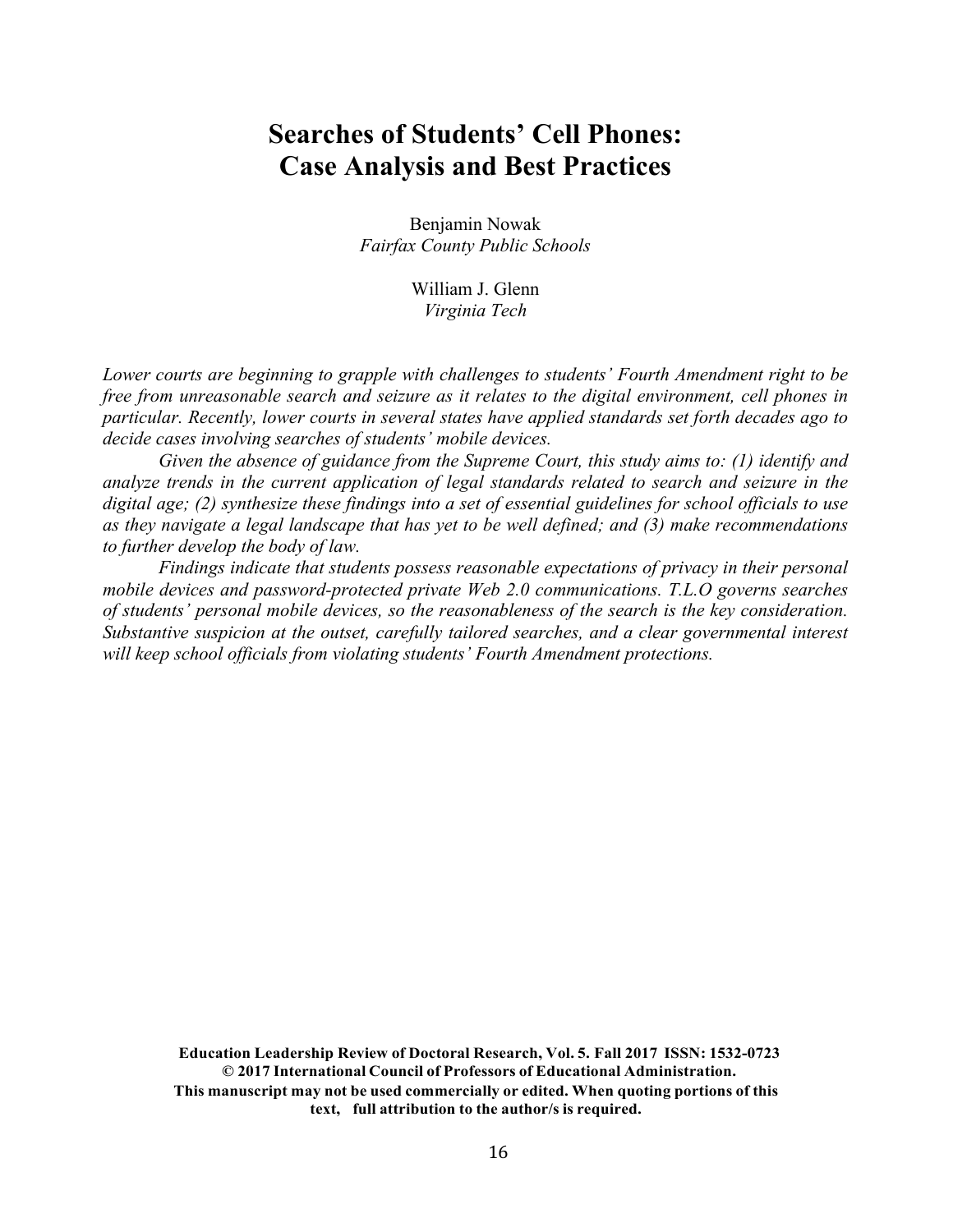# Searches of Students' Cell Phones: Case Analysis and Best Practices

Benjamin Nowak
*Fairfax County Public Schools*

William J. Glenn
*Virginia Tech*

*Lower courts are beginning to grapple with challenges to students' Fourth Amendment right to be free from unreasonable search and seizure as it relates to the digital environment, cell phones in particular. Recently, lower courts in several states have applied standards set forth decades ago to decide cases involving searches of students' mobile devices.*

*Given the absence of guidance from the Supreme Court, this study aims to: (1) identify and analyze trends in the current application of legal standards related to search and seizure in the digital age; (2) synthesize these findings into a set of essential guidelines for school officials to use as they navigate a legal landscape that has yet to be well defined; and (3) make recommendations to further develop the body of law.*

*Findings indicate that students possess reasonable expectations of privacy in their personal mobile devices and password-protected private Web 2.0 communications. T.L.O governs searches of students' personal mobile devices, so the reasonableness of the search is the key consideration. Substantive suspicion at the outset, carefully tailored searches, and a clear governmental interest will keep school officials from violating students' Fourth Amendment protections.*

**Education Leadership Review of Doctoral Research, Vol. 5. Fall 2017 ISSN: 1532-0723**
**© 2017 International Council of Professors of Educational Administration.**
**This manuscript may not be used commercially or edited. When quoting portions of this text, full attribution to the author/s is required.**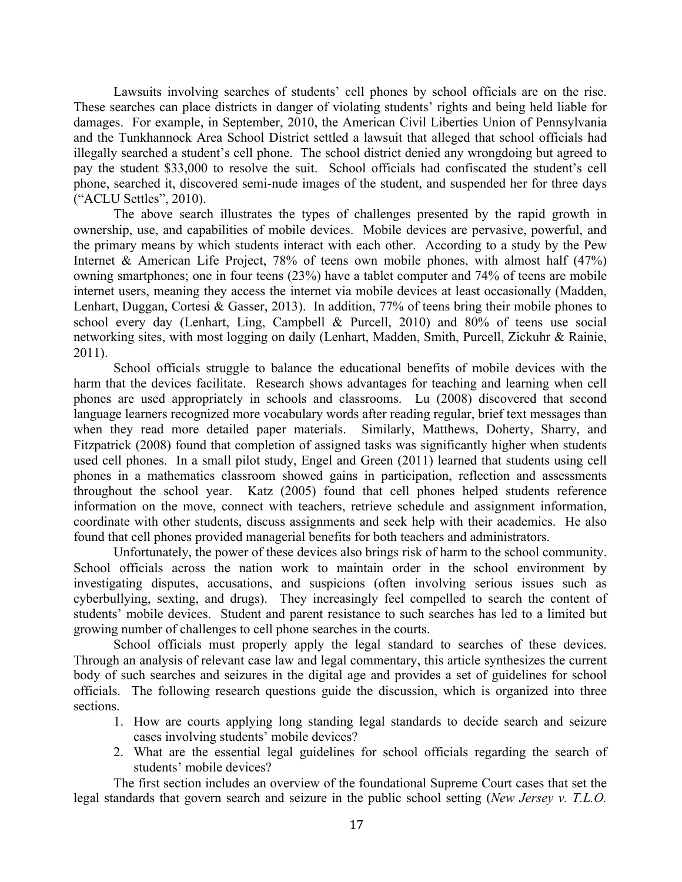Lawsuits involving searches of students' cell phones by school officials are on the rise. These searches can place districts in danger of violating students' rights and being held liable for damages. For example, in September, 2010, the American Civil Liberties Union of Pennsylvania and the Tunkhannock Area School District settled a lawsuit that alleged that school officials had illegally searched a student's cell phone. The school district denied any wrongdoing but agreed to pay the student $33,000 to resolve the suit. School officials had confiscated the student's cell phone, searched it, discovered semi-nude images of the student, and suspended her for three days ("ACLU Settles", 2010).

The above search illustrates the types of challenges presented by the rapid growth in ownership, use, and capabilities of mobile devices. Mobile devices are pervasive, powerful, and the primary means by which students interact with each other. According to a study by the Pew Internet & American Life Project, 78% of teens own mobile phones, with almost half (47%) owning smartphones; one in four teens (23%) have a tablet computer and 74% of teens are mobile internet users, meaning they access the internet via mobile devices at least occasionally (Madden, Lenhart, Duggan, Cortesi & Gasser, 2013). In addition, 77% of teens bring their mobile phones to school every day (Lenhart, Ling, Campbell & Purcell, 2010) and 80% of teens use social networking sites, with most logging on daily (Lenhart, Madden, Smith, Purcell, Zickuhr & Rainie, 2011).

School officials struggle to balance the educational benefits of mobile devices with the harm that the devices facilitate. Research shows advantages for teaching and learning when cell phones are used appropriately in schools and classrooms. Lu (2008) discovered that second language learners recognized more vocabulary words after reading regular, brief text messages than when they read more detailed paper materials. Similarly, Matthews, Doherty, Sharry, and Fitzpatrick (2008) found that completion of assigned tasks was significantly higher when students used cell phones. In a small pilot study, Engel and Green (2011) learned that students using cell phones in a mathematics classroom showed gains in participation, reflection and assessments throughout the school year. Katz (2005) found that cell phones helped students reference information on the move, connect with teachers, retrieve schedule and assignment information, coordinate with other students, discuss assignments and seek help with their academics. He also found that cell phones provided managerial benefits for both teachers and administrators.

Unfortunately, the power of these devices also brings risk of harm to the school community. School officials across the nation work to maintain order in the school environment by investigating disputes, accusations, and suspicions (often involving serious issues such as cyberbullying, sexting, and drugs). They increasingly feel compelled to search the content of students' mobile devices. Student and parent resistance to such searches has led to a limited but growing number of challenges to cell phone searches in the courts.

School officials must properly apply the legal standard to searches of these devices. Through an analysis of relevant case law and legal commentary, this article synthesizes the current body of such searches and seizures in the digital age and provides a set of guidelines for school officials. The following research questions guide the discussion, which is organized into three sections.

1. How are courts applying long standing legal standards to decide search and seizure cases involving students' mobile devices?
2. What are the essential legal guidelines for school officials regarding the search of students' mobile devices?

The first section includes an overview of the foundational Supreme Court cases that set the legal standards that govern search and seizure in the public school setting (*New Jersey v. T.L.O.*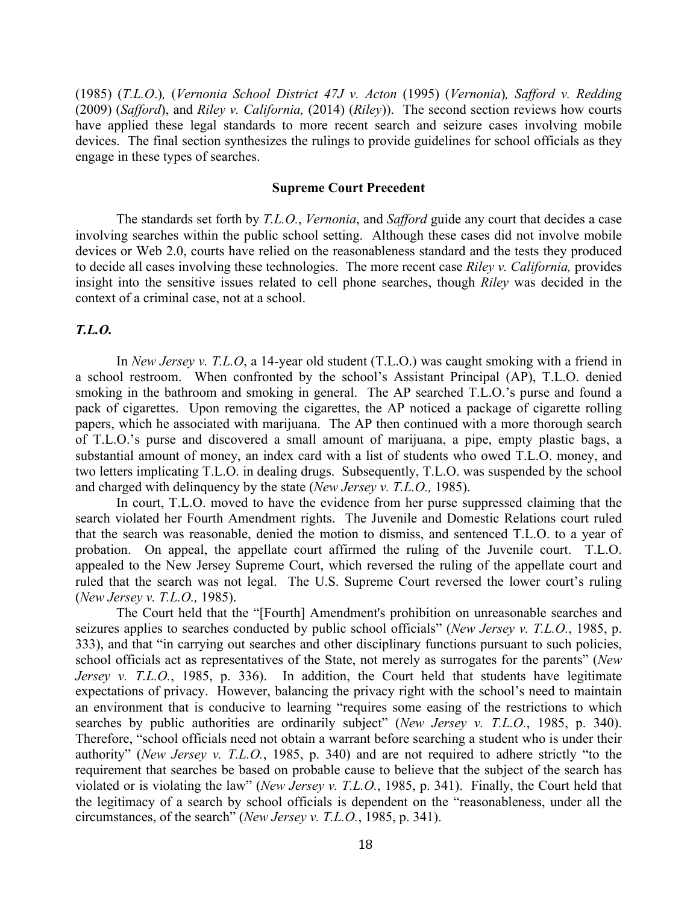(1985) (*T.L.O.*)*,* (*Vernonia School District 47J v. Acton* (1995) (*Vernonia*)*, Safford v. Redding* (2009) (*Safford*), and *Riley v. California,* (2014) (*Riley*)). The second section reviews how courts have applied these legal standards to more recent search and seizure cases involving mobile devices. The final section synthesizes the rulings to provide guidelines for school officials as they engage in these types of searches.

## Supreme Court Precedent

The standards set forth by *T.L.O.*, *Vernonia*, and *Safford* guide any court that decides a case involving searches within the public school setting. Although these cases did not involve mobile devices or Web 2.0, courts have relied on the reasonableness standard and the tests they produced to decide all cases involving these technologies. The more recent case *Riley v. California,* provides insight into the sensitive issues related to cell phone searches, though *Riley* was decided in the context of a criminal case, not at a school.

### *T.L.O.*

In *New Jersey v. T.L.O*, a 14-year old student (T.L.O.) was caught smoking with a friend in a school restroom. When confronted by the school's Assistant Principal (AP), T.L.O. denied smoking in the bathroom and smoking in general. The AP searched T.L.O.'s purse and found a pack of cigarettes. Upon removing the cigarettes, the AP noticed a package of cigarette rolling papers, which he associated with marijuana. The AP then continued with a more thorough search of T.L.O.'s purse and discovered a small amount of marijuana, a pipe, empty plastic bags, a substantial amount of money, an index card with a list of students who owed T.L.O. money, and two letters implicating T.L.O. in dealing drugs. Subsequently, T.L.O. was suspended by the school and charged with delinquency by the state (*New Jersey v. T.L.O.,* 1985).

In court, T.L.O. moved to have the evidence from her purse suppressed claiming that the search violated her Fourth Amendment rights. The Juvenile and Domestic Relations court ruled that the search was reasonable, denied the motion to dismiss, and sentenced T.L.O. to a year of probation. On appeal, the appellate court affirmed the ruling of the Juvenile court. T.L.O. appealed to the New Jersey Supreme Court, which reversed the ruling of the appellate court and ruled that the search was not legal. The U.S. Supreme Court reversed the lower court's ruling (*New Jersey v. T.L.O.,* 1985).

The Court held that the "[Fourth] Amendment's prohibition on unreasonable searches and seizures applies to searches conducted by public school officials" (*New Jersey v. T.L.O.*, 1985, p. 333), and that "in carrying out searches and other disciplinary functions pursuant to such policies, school officials act as representatives of the State, not merely as surrogates for the parents" (*New Jersey v. T.L.O.*, 1985, p. 336). In addition, the Court held that students have legitimate expectations of privacy. However, balancing the privacy right with the school's need to maintain an environment that is conducive to learning "requires some easing of the restrictions to which searches by public authorities are ordinarily subject" (*New Jersey v. T.L.O.*, 1985, p. 340). Therefore, "school officials need not obtain a warrant before searching a student who is under their authority" (*New Jersey v. T.L.O.*, 1985, p. 340) and are not required to adhere strictly "to the requirement that searches be based on probable cause to believe that the subject of the search has violated or is violating the law" (*New Jersey v. T.L.O.*, 1985, p. 341). Finally, the Court held that the legitimacy of a search by school officials is dependent on the "reasonableness, under all the circumstances, of the search" (*New Jersey v. T.L.O.*, 1985, p. 341).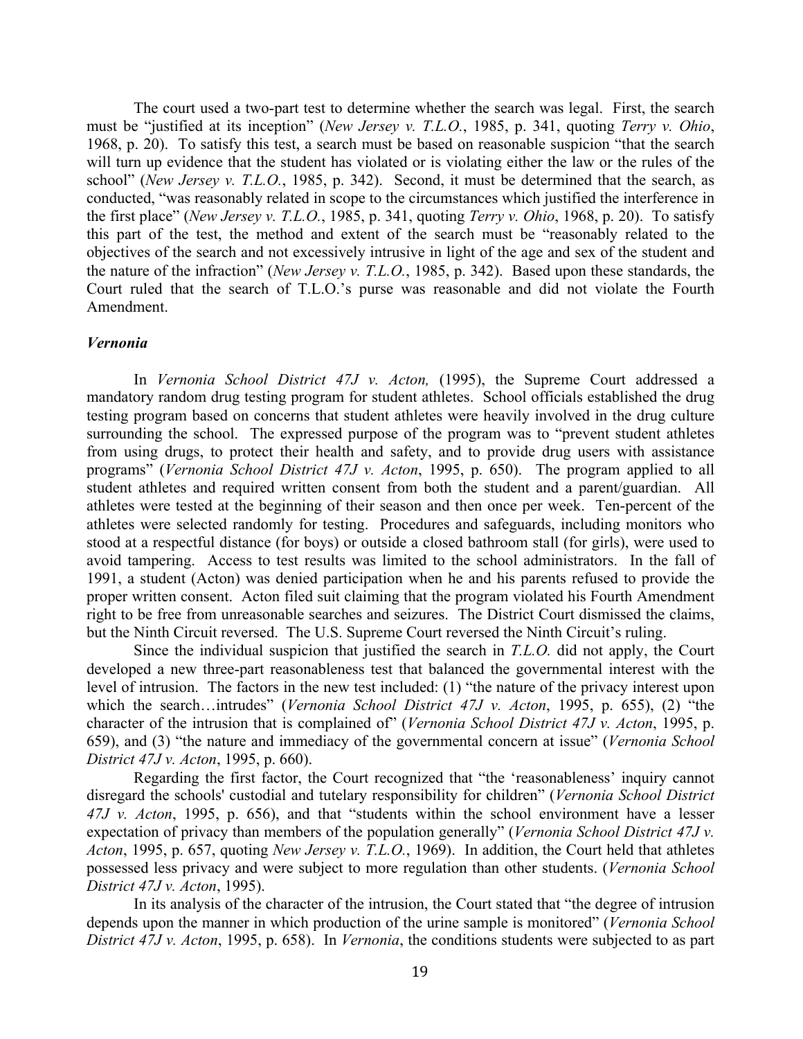The court used a two-part test to determine whether the search was legal. First, the search must be "justified at its inception" (*New Jersey v. T.L.O.*, 1985, p. 341, quoting *Terry v. Ohio*, 1968, p. 20). To satisfy this test, a search must be based on reasonable suspicion "that the search will turn up evidence that the student has violated or is violating either the law or the rules of the school" (*New Jersey v. T.L.O.*, 1985, p. 342). Second, it must be determined that the search, as conducted, "was reasonably related in scope to the circumstances which justified the interference in the first place" (*New Jersey v. T.L.O.*, 1985, p. 341, quoting *Terry v. Ohio*, 1968, p. 20). To satisfy this part of the test, the method and extent of the search must be "reasonably related to the objectives of the search and not excessively intrusive in light of the age and sex of the student and the nature of the infraction" (*New Jersey v. T.L.O.*, 1985, p. 342). Based upon these standards, the Court ruled that the search of T.L.O.'s purse was reasonable and did not violate the Fourth Amendment.

### *Vernonia*

In *Vernonia School District 47J v. Acton,* (1995), the Supreme Court addressed a mandatory random drug testing program for student athletes. School officials established the drug testing program based on concerns that student athletes were heavily involved in the drug culture surrounding the school. The expressed purpose of the program was to "prevent student athletes from using drugs, to protect their health and safety, and to provide drug users with assistance programs" (*Vernonia School District 47J v. Acton*, 1995, p. 650). The program applied to all student athletes and required written consent from both the student and a parent/guardian. All athletes were tested at the beginning of their season and then once per week. Ten-percent of the athletes were selected randomly for testing. Procedures and safeguards, including monitors who stood at a respectful distance (for boys) or outside a closed bathroom stall (for girls), were used to avoid tampering. Access to test results was limited to the school administrators. In the fall of 1991, a student (Acton) was denied participation when he and his parents refused to provide the proper written consent. Acton filed suit claiming that the program violated his Fourth Amendment right to be free from unreasonable searches and seizures. The District Court dismissed the claims, but the Ninth Circuit reversed. The U.S. Supreme Court reversed the Ninth Circuit's ruling.

Since the individual suspicion that justified the search in *T.L.O.* did not apply, the Court developed a new three-part reasonableness test that balanced the governmental interest with the level of intrusion. The factors in the new test included: (1) "the nature of the privacy interest upon which the search…intrudes" (*Vernonia School District 47J v. Acton*, 1995, p. 655), (2) "the character of the intrusion that is complained of" (*Vernonia School District 47J v. Acton*, 1995, p. 659), and (3) "the nature and immediacy of the governmental concern at issue" (*Vernonia School District 47J v. Acton*, 1995, p. 660).

Regarding the first factor, the Court recognized that "the 'reasonableness' inquiry cannot disregard the schools' custodial and tutelary responsibility for children" (*Vernonia School District 47J v. Acton*, 1995, p. 656), and that "students within the school environment have a lesser expectation of privacy than members of the population generally" (*Vernonia School District 47J v. Acton*, 1995, p. 657, quoting *New Jersey v. T.L.O.*, 1969). In addition, the Court held that athletes possessed less privacy and were subject to more regulation than other students. (*Vernonia School District 47J v. Acton*, 1995).

In its analysis of the character of the intrusion, the Court stated that "the degree of intrusion depends upon the manner in which production of the urine sample is monitored" (*Vernonia School District 47J v. Acton*, 1995, p. 658). In *Vernonia*, the conditions students were subjected to as part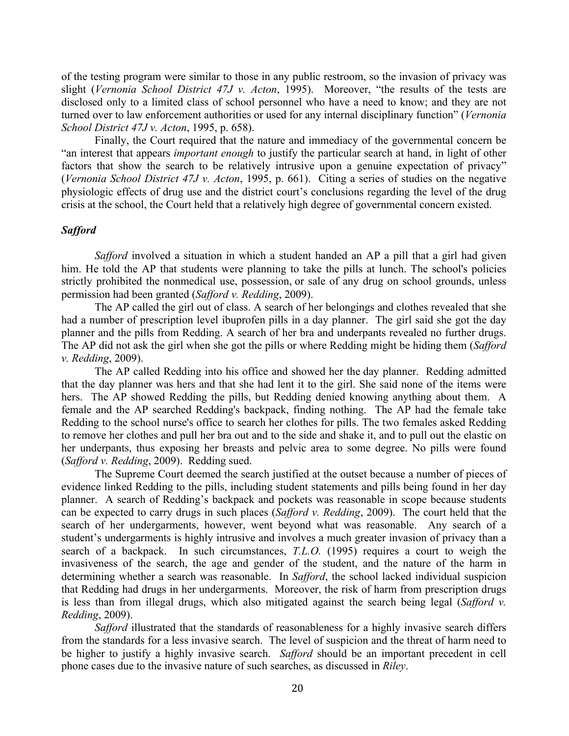of the testing program were similar to those in any public restroom, so the invasion of privacy was slight (*Vernonia School District 47J v. Acton*, 1995). Moreover, "the results of the tests are disclosed only to a limited class of school personnel who have a need to know; and they are not turned over to law enforcement authorities or used for any internal disciplinary function" (*Vernonia School District 47J v. Acton*, 1995, p. 658).

Finally, the Court required that the nature and immediacy of the governmental concern be "an interest that appears *important enough* to justify the particular search at hand, in light of other factors that show the search to be relatively intrusive upon a genuine expectation of privacy" (*Vernonia School District 47J v. Acton*, 1995, p. 661). Citing a series of studies on the negative physiologic effects of drug use and the district court's conclusions regarding the level of the drug crisis at the school, the Court held that a relatively high degree of governmental concern existed.

### *Safford*

*Safford* involved a situation in which a student handed an AP a pill that a girl had given him. He told the AP that students were planning to take the pills at lunch. The school's policies strictly prohibited the nonmedical use, possession, or sale of any drug on school grounds, unless permission had been granted (*Safford v. Redding*, 2009).

The AP called the girl out of class. A search of her belongings and clothes revealed that she had a number of prescription level ibuprofen pills in a day planner. The girl said she got the day planner and the pills from Redding. A search of her bra and underpants revealed no further drugs. The AP did not ask the girl when she got the pills or where Redding might be hiding them (*Safford v. Redding*, 2009).

The AP called Redding into his office and showed her the day planner. Redding admitted that the day planner was hers and that she had lent it to the girl. She said none of the items were hers. The AP showed Redding the pills, but Redding denied knowing anything about them. A female and the AP searched Redding's backpack, finding nothing. The AP had the female take Redding to the school nurse's office to search her clothes for pills. The two females asked Redding to remove her clothes and pull her bra out and to the side and shake it, and to pull out the elastic on her underpants, thus exposing her breasts and pelvic area to some degree. No pills were found (*Safford v. Redding*, 2009). Redding sued.

The Supreme Court deemed the search justified at the outset because a number of pieces of evidence linked Redding to the pills, including student statements and pills being found in her day planner. A search of Redding's backpack and pockets was reasonable in scope because students can be expected to carry drugs in such places (*Safford v. Redding*, 2009). The court held that the search of her undergarments, however, went beyond what was reasonable. Any search of a student's undergarments is highly intrusive and involves a much greater invasion of privacy than a search of a backpack. In such circumstances, *T.L.O.* (1995) requires a court to weigh the invasiveness of the search, the age and gender of the student, and the nature of the harm in determining whether a search was reasonable. In *Safford*, the school lacked individual suspicion that Redding had drugs in her undergarments. Moreover, the risk of harm from prescription drugs is less than from illegal drugs, which also mitigated against the search being legal (*Safford v. Redding*, 2009).

*Safford* illustrated that the standards of reasonableness for a highly invasive search differs from the standards for a less invasive search. The level of suspicion and the threat of harm need to be higher to justify a highly invasive search. *Safford* should be an important precedent in cell phone cases due to the invasive nature of such searches, as discussed in *Riley*.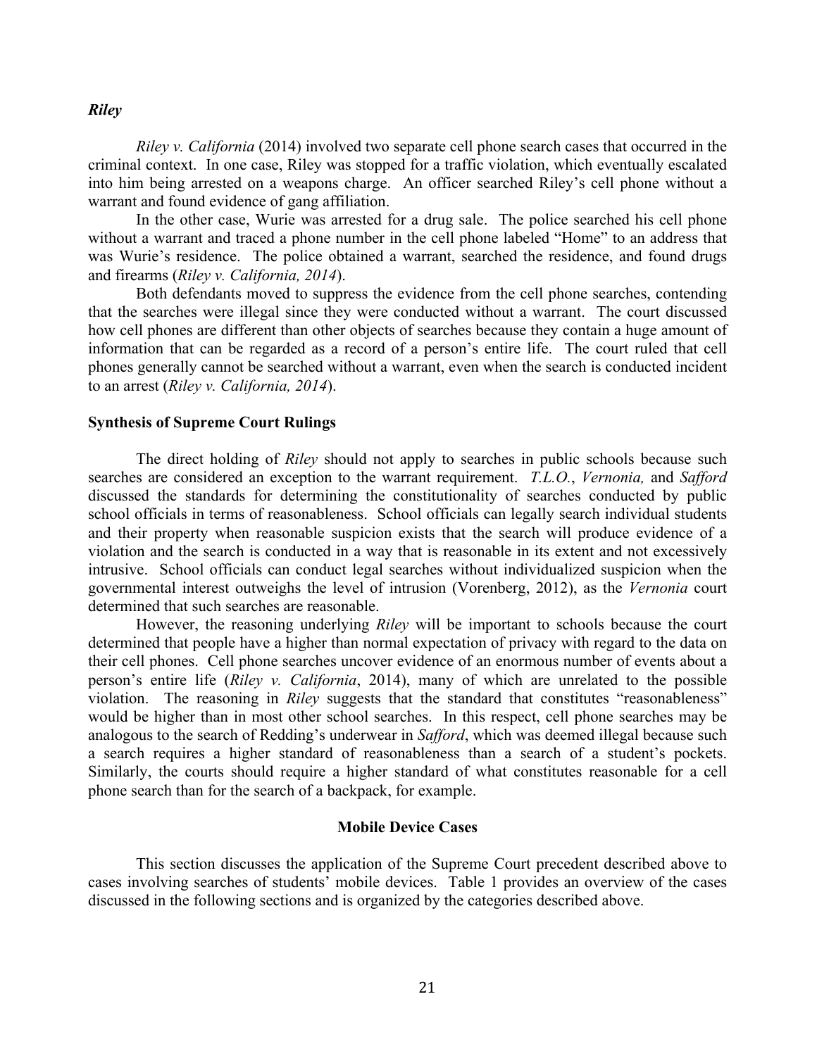### *Riley*

*Riley v. California* (2014) involved two separate cell phone search cases that occurred in the criminal context. In one case, Riley was stopped for a traffic violation, which eventually escalated into him being arrested on a weapons charge. An officer searched Riley's cell phone without a warrant and found evidence of gang affiliation.

In the other case, Wurie was arrested for a drug sale. The police searched his cell phone without a warrant and traced a phone number in the cell phone labeled "Home" to an address that was Wurie's residence. The police obtained a warrant, searched the residence, and found drugs and firearms (*Riley v. California, 2014*).

Both defendants moved to suppress the evidence from the cell phone searches, contending that the searches were illegal since they were conducted without a warrant. The court discussed how cell phones are different than other objects of searches because they contain a huge amount of information that can be regarded as a record of a person's entire life. The court ruled that cell phones generally cannot be searched without a warrant, even when the search is conducted incident to an arrest (*Riley v. California, 2014*).

### Synthesis of Supreme Court Rulings

The direct holding of *Riley* should not apply to searches in public schools because such searches are considered an exception to the warrant requirement. *T.L.O.*, *Vernonia,* and *Safford* discussed the standards for determining the constitutionality of searches conducted by public school officials in terms of reasonableness. School officials can legally search individual students and their property when reasonable suspicion exists that the search will produce evidence of a violation and the search is conducted in a way that is reasonable in its extent and not excessively intrusive. School officials can conduct legal searches without individualized suspicion when the governmental interest outweighs the level of intrusion (Vorenberg, 2012), as the *Vernonia* court determined that such searches are reasonable.

However, the reasoning underlying *Riley* will be important to schools because the court determined that people have a higher than normal expectation of privacy with regard to the data on their cell phones. Cell phone searches uncover evidence of an enormous number of events about a person's entire life (*Riley v. California*, 2014), many of which are unrelated to the possible violation. The reasoning in *Riley* suggests that the standard that constitutes "reasonableness" would be higher than in most other school searches. In this respect, cell phone searches may be analogous to the search of Redding's underwear in *Safford*, which was deemed illegal because such a search requires a higher standard of reasonableness than a search of a student's pockets. Similarly, the courts should require a higher standard of what constitutes reasonable for a cell phone search than for the search of a backpack, for example.

## Mobile Device Cases

This section discusses the application of the Supreme Court precedent described above to cases involving searches of students' mobile devices. Table 1 provides an overview of the cases discussed in the following sections and is organized by the categories described above.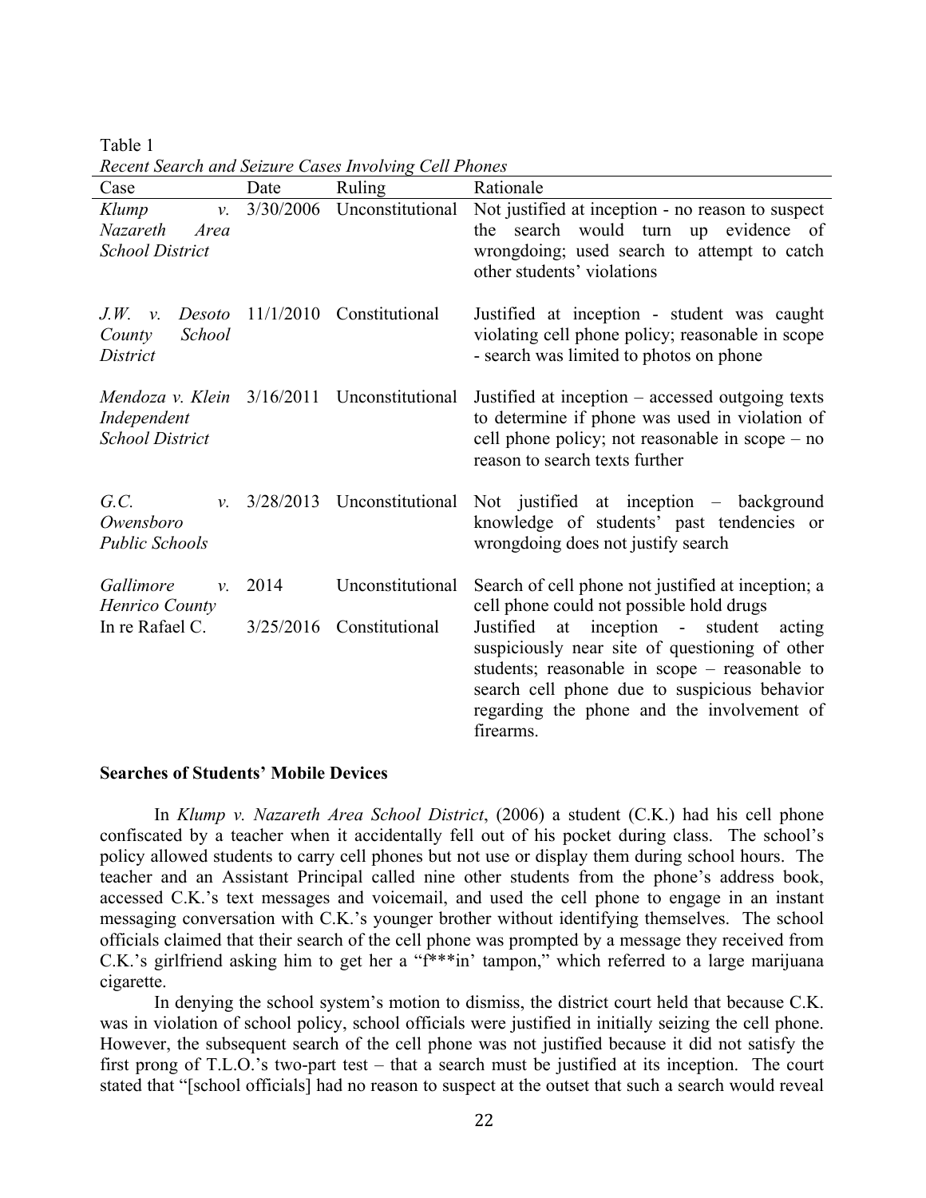Table 1

*Recent Search and Seizure Cases Involving Cell Phones*

| Case | Date | Ruling | Rationale |
|---|---|---|---|
| *Klump v. Nazareth Area School District* | 3/30/2006 | Unconstitutional | Not justified at inception - no reason to suspect the search would turn up evidence of wrongdoing; used search to attempt to catch other students' violations |
| *J.W. v. Desoto County School District* | 11/1/2010 | Constitutional | Justified at inception - student was caught violating cell phone policy; reasonable in scope - search was limited to photos on phone |
| *Mendoza v. Klein Independent School District* | 3/16/2011 | Unconstitutional | Justified at inception – accessed outgoing texts to determine if phone was used in violation of cell phone policy; not reasonable in scope – no reason to search texts further |
| *G.C. v. Owensboro Public Schools* | 3/28/2013 | Unconstitutional | Not justified at inception – background knowledge of students' past tendencies or wrongdoing does not justify search |
| *Gallimore v. Henrico County* | 2014 | Unconstitutional | Search of cell phone not justified at inception; a cell phone could not possible hold drugs |
| In re Rafael C. | 3/25/2016 | Constitutional | Justified at inception - student acting suspiciously near site of questioning of other students; reasonable in scope – reasonable to search cell phone due to suspicious behavior regarding the phone and the involvement of firearms. |

**Searches of Students' Mobile Devices**

In *Klump v. Nazareth Area School District*, (2006) a student (C.K.) had his cell phone confiscated by a teacher when it accidentally fell out of his pocket during class. The school's policy allowed students to carry cell phones but not use or display them during school hours. The teacher and an Assistant Principal called nine other students from the phone's address book, accessed C.K.'s text messages and voicemail, and used the cell phone to engage in an instant messaging conversation with C.K.'s younger brother without identifying themselves. The school officials claimed that their search of the cell phone was prompted by a message they received from C.K.'s girlfriend asking him to get her a "f***in' tampon," which referred to a large marijuana cigarette.

In denying the school system's motion to dismiss, the district court held that because C.K. was in violation of school policy, school officials were justified in initially seizing the cell phone. However, the subsequent search of the cell phone was not justified because it did not satisfy the first prong of T.L.O.'s two-part test – that a search must be justified at its inception. The court stated that "[school officials] had no reason to suspect at the outset that such a search would reveal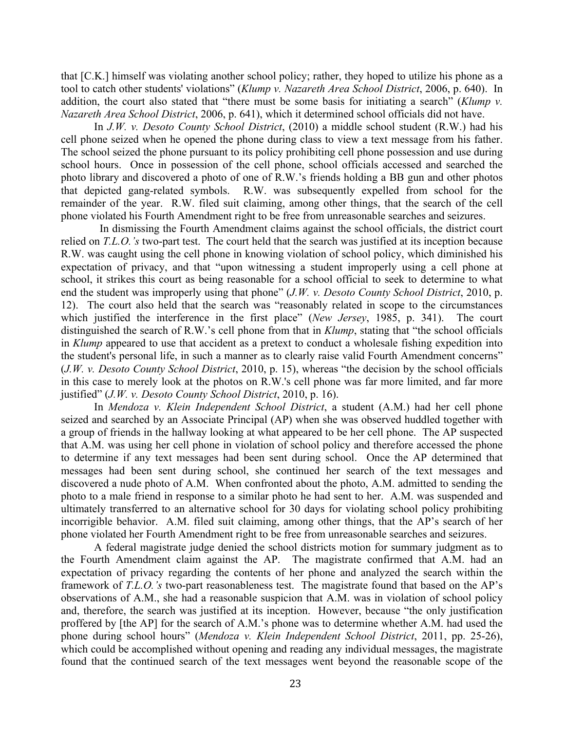that [C.K.] himself was violating another school policy; rather, they hoped to utilize his phone as a tool to catch other students' violations" (*Klump v. Nazareth Area School District*, 2006, p. 640). In addition, the court also stated that "there must be some basis for initiating a search" (*Klump v. Nazareth Area School District*, 2006, p. 641), which it determined school officials did not have.

In *J.W. v. Desoto County School District*, (2010) a middle school student (R.W.) had his cell phone seized when he opened the phone during class to view a text message from his father. The school seized the phone pursuant to its policy prohibiting cell phone possession and use during school hours. Once in possession of the cell phone, school officials accessed and searched the photo library and discovered a photo of one of R.W.'s friends holding a BB gun and other photos that depicted gang-related symbols. R.W. was subsequently expelled from school for the remainder of the year. R.W. filed suit claiming, among other things, that the search of the cell phone violated his Fourth Amendment right to be free from unreasonable searches and seizures.

In dismissing the Fourth Amendment claims against the school officials, the district court relied on *T.L.O.'s* two-part test. The court held that the search was justified at its inception because R.W. was caught using the cell phone in knowing violation of school policy, which diminished his expectation of privacy, and that "upon witnessing a student improperly using a cell phone at school, it strikes this court as being reasonable for a school official to seek to determine to what end the student was improperly using that phone" (*J.W. v. Desoto County School District*, 2010, p. 12). The court also held that the search was "reasonably related in scope to the circumstances which justified the interference in the first place" (*New Jersey*, 1985, p. 341). The court distinguished the search of R.W.'s cell phone from that in *Klump*, stating that "the school officials in *Klump* appeared to use that accident as a pretext to conduct a wholesale fishing expedition into the student's personal life, in such a manner as to clearly raise valid Fourth Amendment concerns" (*J.W. v. Desoto County School District*, 2010, p. 15), whereas "the decision by the school officials in this case to merely look at the photos on R.W.'s cell phone was far more limited, and far more justified" (*J.W. v. Desoto County School District*, 2010, p. 16).

In *Mendoza v. Klein Independent School District*, a student (A.M.) had her cell phone seized and searched by an Associate Principal (AP) when she was observed huddled together with a group of friends in the hallway looking at what appeared to be her cell phone. The AP suspected that A.M. was using her cell phone in violation of school policy and therefore accessed the phone to determine if any text messages had been sent during school. Once the AP determined that messages had been sent during school, she continued her search of the text messages and discovered a nude photo of A.M. When confronted about the photo, A.M. admitted to sending the photo to a male friend in response to a similar photo he had sent to her. A.M. was suspended and ultimately transferred to an alternative school for 30 days for violating school policy prohibiting incorrigible behavior. A.M. filed suit claiming, among other things, that the AP's search of her phone violated her Fourth Amendment right to be free from unreasonable searches and seizures.

A federal magistrate judge denied the school districts motion for summary judgment as to the Fourth Amendment claim against the AP. The magistrate confirmed that A.M. had an expectation of privacy regarding the contents of her phone and analyzed the search within the framework of *T.L.O.'s* two-part reasonableness test. The magistrate found that based on the AP's observations of A.M., she had a reasonable suspicion that A.M. was in violation of school policy and, therefore, the search was justified at its inception. However, because "the only justification proffered by [the AP] for the search of A.M.'s phone was to determine whether A.M. had used the phone during school hours" (*Mendoza v. Klein Independent School District*, 2011, pp. 25-26), which could be accomplished without opening and reading any individual messages, the magistrate found that the continued search of the text messages went beyond the reasonable scope of the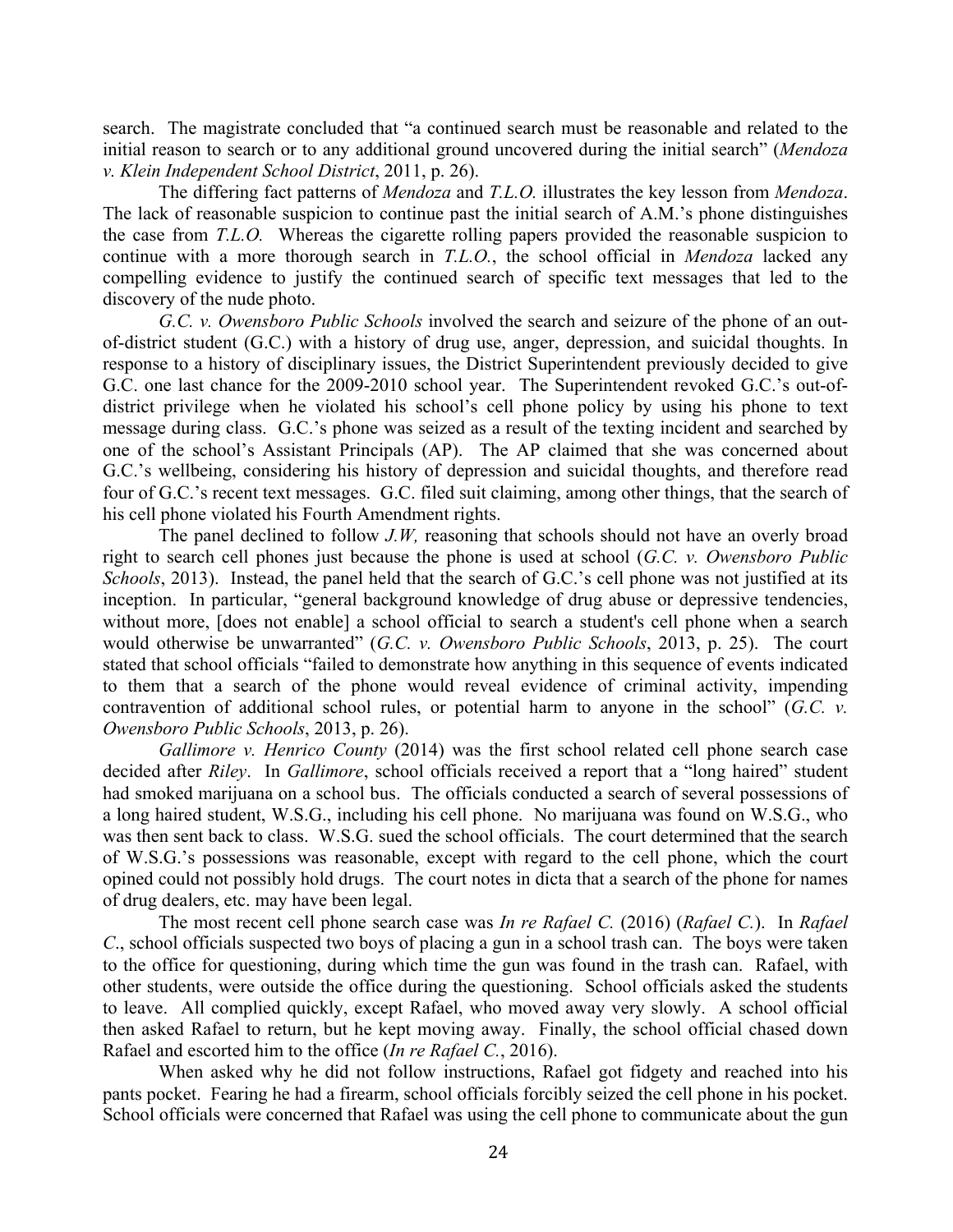search. The magistrate concluded that "a continued search must be reasonable and related to the initial reason to search or to any additional ground uncovered during the initial search" (*Mendoza v. Klein Independent School District*, 2011, p. 26).

The differing fact patterns of *Mendoza* and *T.L.O.* illustrates the key lesson from *Mendoza*. The lack of reasonable suspicion to continue past the initial search of A.M.'s phone distinguishes the case from *T.L.O.* Whereas the cigarette rolling papers provided the reasonable suspicion to continue with a more thorough search in *T.L.O.*, the school official in *Mendoza* lacked any compelling evidence to justify the continued search of specific text messages that led to the discovery of the nude photo.

*G.C. v. Owensboro Public Schools* involved the search and seizure of the phone of an out-of-district student (G.C.) with a history of drug use, anger, depression, and suicidal thoughts. In response to a history of disciplinary issues, the District Superintendent previously decided to give G.C. one last chance for the 2009-2010 school year. The Superintendent revoked G.C.'s out-of-district privilege when he violated his school's cell phone policy by using his phone to text message during class. G.C.'s phone was seized as a result of the texting incident and searched by one of the school's Assistant Principals (AP). The AP claimed that she was concerned about G.C.'s wellbeing, considering his history of depression and suicidal thoughts, and therefore read four of G.C.'s recent text messages. G.C. filed suit claiming, among other things, that the search of his cell phone violated his Fourth Amendment rights.

The panel declined to follow *J.W,* reasoning that schools should not have an overly broad right to search cell phones just because the phone is used at school (*G.C. v. Owensboro Public Schools*, 2013). Instead, the panel held that the search of G.C.'s cell phone was not justified at its inception. In particular, "general background knowledge of drug abuse or depressive tendencies, without more, [does not enable] a school official to search a student's cell phone when a search would otherwise be unwarranted" (*G.C. v. Owensboro Public Schools*, 2013, p. 25). The court stated that school officials "failed to demonstrate how anything in this sequence of events indicated to them that a search of the phone would reveal evidence of criminal activity, impending contravention of additional school rules, or potential harm to anyone in the school" (*G.C. v. Owensboro Public Schools*, 2013, p. 26).

*Gallimore v. Henrico County* (2014) was the first school related cell phone search case decided after *Riley*. In *Gallimore*, school officials received a report that a "long haired" student had smoked marijuana on a school bus. The officials conducted a search of several possessions of a long haired student, W.S.G., including his cell phone. No marijuana was found on W.S.G., who was then sent back to class. W.S.G. sued the school officials. The court determined that the search of W.S.G.'s possessions was reasonable, except with regard to the cell phone, which the court opined could not possibly hold drugs. The court notes in dicta that a search of the phone for names of drug dealers, etc. may have been legal.

The most recent cell phone search case was *In re Rafael C.* (2016) (*Rafael C.*). In *Rafael C*., school officials suspected two boys of placing a gun in a school trash can. The boys were taken to the office for questioning, during which time the gun was found in the trash can. Rafael, with other students, were outside the office during the questioning. School officials asked the students to leave. All complied quickly, except Rafael, who moved away very slowly. A school official then asked Rafael to return, but he kept moving away. Finally, the school official chased down Rafael and escorted him to the office (*In re Rafael C.*, 2016).

When asked why he did not follow instructions, Rafael got fidgety and reached into his pants pocket. Fearing he had a firearm, school officials forcibly seized the cell phone in his pocket. School officials were concerned that Rafael was using the cell phone to communicate about the gun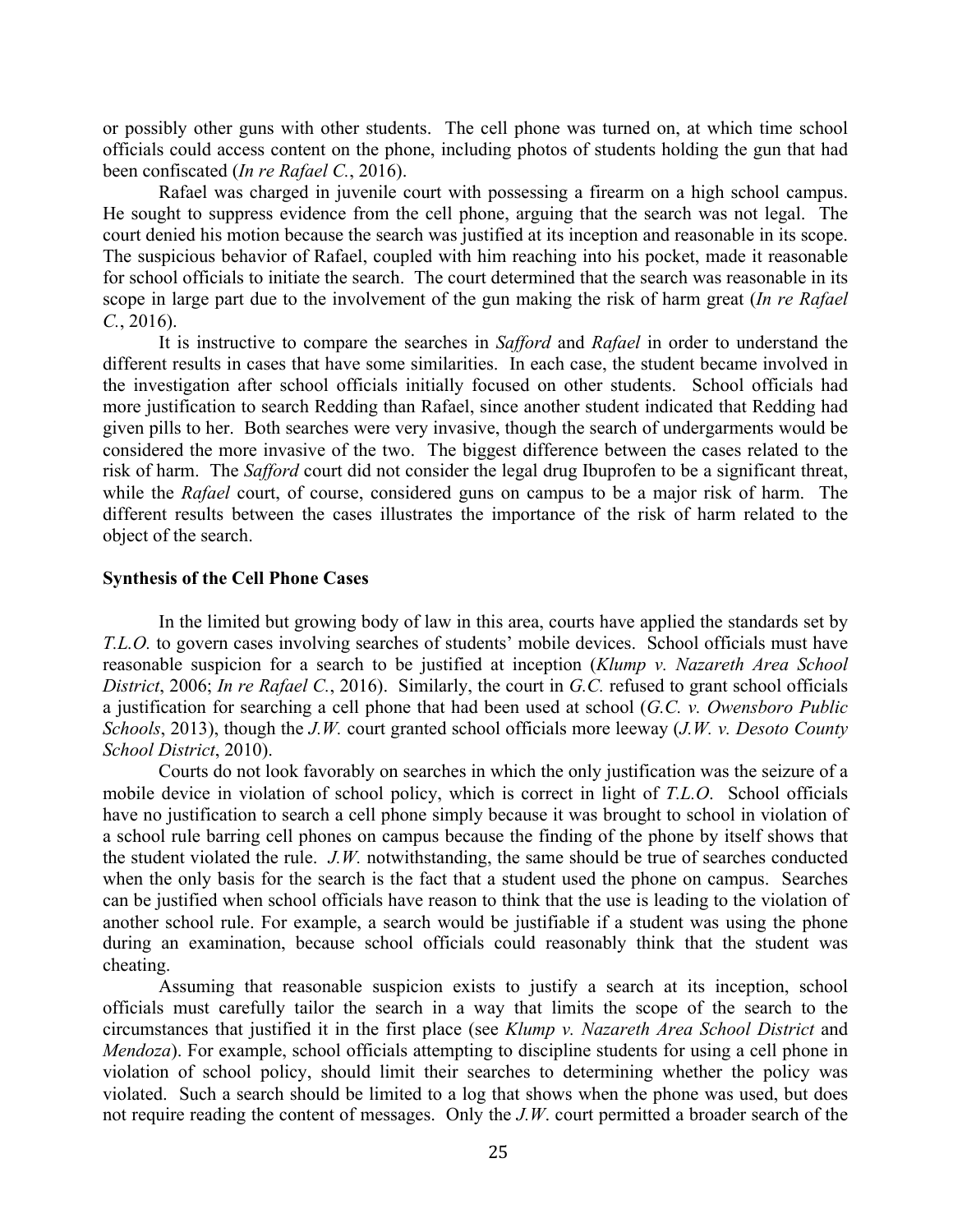or possibly other guns with other students. The cell phone was turned on, at which time school officials could access content on the phone, including photos of students holding the gun that had been confiscated (*In re Rafael C.*, 2016).

Rafael was charged in juvenile court with possessing a firearm on a high school campus. He sought to suppress evidence from the cell phone, arguing that the search was not legal. The court denied his motion because the search was justified at its inception and reasonable in its scope. The suspicious behavior of Rafael, coupled with him reaching into his pocket, made it reasonable for school officials to initiate the search. The court determined that the search was reasonable in its scope in large part due to the involvement of the gun making the risk of harm great (*In re Rafael C.*, 2016).

It is instructive to compare the searches in *Safford* and *Rafael* in order to understand the different results in cases that have some similarities. In each case, the student became involved in the investigation after school officials initially focused on other students. School officials had more justification to search Redding than Rafael, since another student indicated that Redding had given pills to her. Both searches were very invasive, though the search of undergarments would be considered the more invasive of the two. The biggest difference between the cases related to the risk of harm. The *Safford* court did not consider the legal drug Ibuprofen to be a significant threat, while the *Rafael* court, of course, considered guns on campus to be a major risk of harm. The different results between the cases illustrates the importance of the risk of harm related to the object of the search.

**Synthesis of the Cell Phone Cases**

In the limited but growing body of law in this area, courts have applied the standards set by *T.L.O.* to govern cases involving searches of students' mobile devices. School officials must have reasonable suspicion for a search to be justified at inception (*Klump v. Nazareth Area School District*, 2006; *In re Rafael C.*, 2016). Similarly, the court in *G.C.* refused to grant school officials a justification for searching a cell phone that had been used at school (*G.C. v. Owensboro Public Schools*, 2013), though the *J.W.* court granted school officials more leeway (*J.W. v. Desoto County School District*, 2010).

Courts do not look favorably on searches in which the only justification was the seizure of a mobile device in violation of school policy, which is correct in light of *T.L.O*. School officials have no justification to search a cell phone simply because it was brought to school in violation of a school rule barring cell phones on campus because the finding of the phone by itself shows that the student violated the rule. *J.W.* notwithstanding, the same should be true of searches conducted when the only basis for the search is the fact that a student used the phone on campus. Searches can be justified when school officials have reason to think that the use is leading to the violation of another school rule. For example, a search would be justifiable if a student was using the phone during an examination, because school officials could reasonably think that the student was cheating.

Assuming that reasonable suspicion exists to justify a search at its inception, school officials must carefully tailor the search in a way that limits the scope of the search to the circumstances that justified it in the first place (see *Klump v. Nazareth Area School District* and *Mendoza*). For example, school officials attempting to discipline students for using a cell phone in violation of school policy, should limit their searches to determining whether the policy was violated. Such a search should be limited to a log that shows when the phone was used, but does not require reading the content of messages. Only the *J.W*. court permitted a broader search of the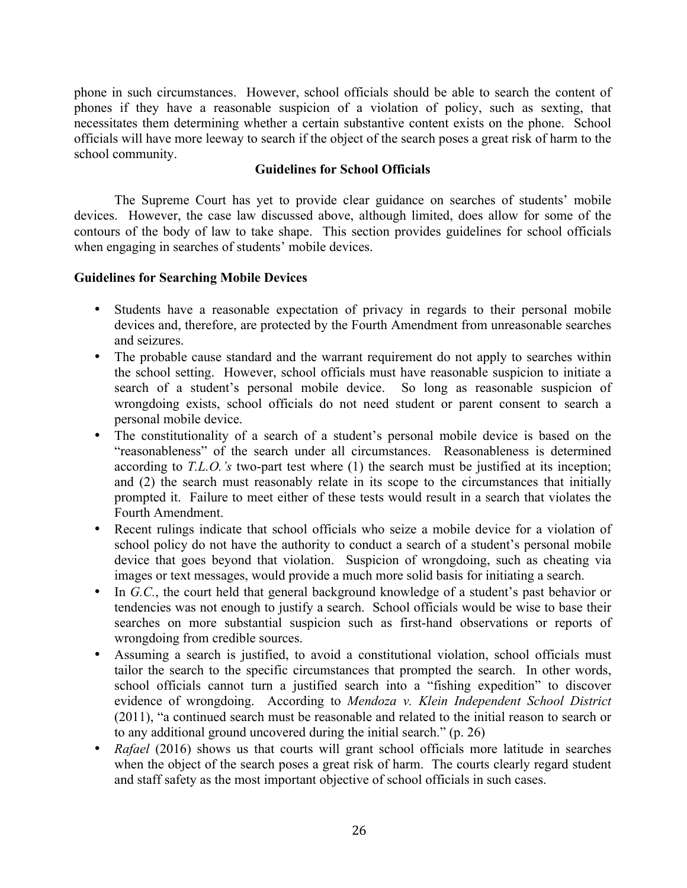phone in such circumstances. However, school officials should be able to search the content of phones if they have a reasonable suspicion of a violation of policy, such as sexting, that necessitates them determining whether a certain substantive content exists on the phone. School officials will have more leeway to search if the object of the search poses a great risk of harm to the school community.

## Guidelines for School Officials

The Supreme Court has yet to provide clear guidance on searches of students' mobile devices. However, the case law discussed above, although limited, does allow for some of the contours of the body of law to take shape. This section provides guidelines for school officials when engaging in searches of students' mobile devices.

### Guidelines for Searching Mobile Devices

- Students have a reasonable expectation of privacy in regards to their personal mobile devices and, therefore, are protected by the Fourth Amendment from unreasonable searches and seizures.
- The probable cause standard and the warrant requirement do not apply to searches within the school setting. However, school officials must have reasonable suspicion to initiate a search of a student's personal mobile device. So long as reasonable suspicion of wrongdoing exists, school officials do not need student or parent consent to search a personal mobile device.
- The constitutionality of a search of a student's personal mobile device is based on the "reasonableness" of the search under all circumstances. Reasonableness is determined according to *T.L.O.'s* two-part test where (1) the search must be justified at its inception; and (2) the search must reasonably relate in its scope to the circumstances that initially prompted it. Failure to meet either of these tests would result in a search that violates the Fourth Amendment.
- Recent rulings indicate that school officials who seize a mobile device for a violation of school policy do not have the authority to conduct a search of a student's personal mobile device that goes beyond that violation. Suspicion of wrongdoing, such as cheating via images or text messages, would provide a much more solid basis for initiating a search.
- In *G.C.*, the court held that general background knowledge of a student's past behavior or tendencies was not enough to justify a search. School officials would be wise to base their searches on more substantial suspicion such as first-hand observations or reports of wrongdoing from credible sources.
- Assuming a search is justified, to avoid a constitutional violation, school officials must tailor the search to the specific circumstances that prompted the search. In other words, school officials cannot turn a justified search into a "fishing expedition" to discover evidence of wrongdoing. According to *Mendoza v. Klein Independent School District* (2011), "a continued search must be reasonable and related to the initial reason to search or to any additional ground uncovered during the initial search." (p. 26)
- *Rafael* (2016) shows us that courts will grant school officials more latitude in searches when the object of the search poses a great risk of harm. The courts clearly regard student and staff safety as the most important objective of school officials in such cases.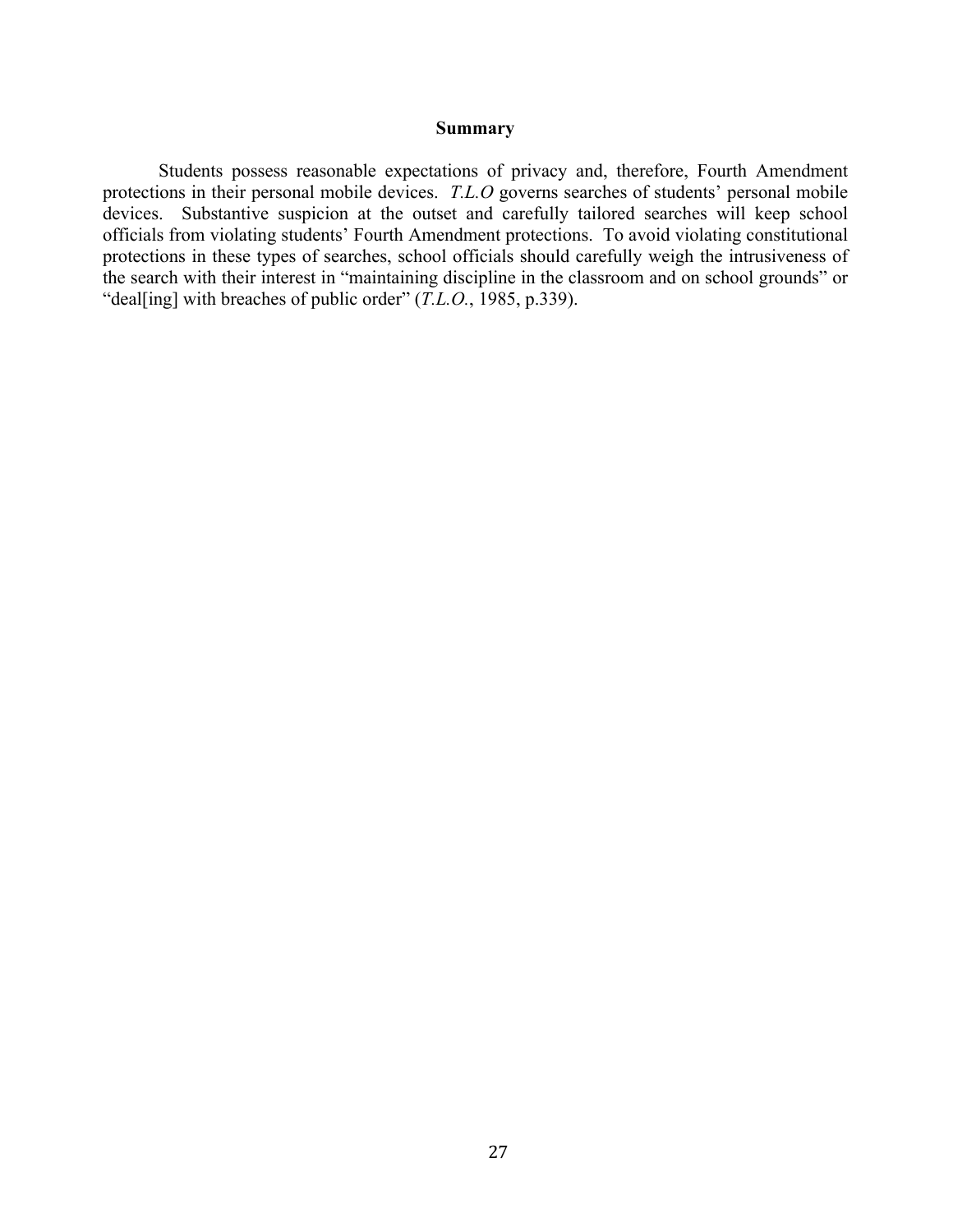## Summary

Students possess reasonable expectations of privacy and, therefore, Fourth Amendment protections in their personal mobile devices. *T.L.O* governs searches of students' personal mobile devices. Substantive suspicion at the outset and carefully tailored searches will keep school officials from violating students' Fourth Amendment protections. To avoid violating constitutional protections in these types of searches, school officials should carefully weigh the intrusiveness of the search with their interest in "maintaining discipline in the classroom and on school grounds" or "deal[ing] with breaches of public order" (*T.L.O.*, 1985, p.339).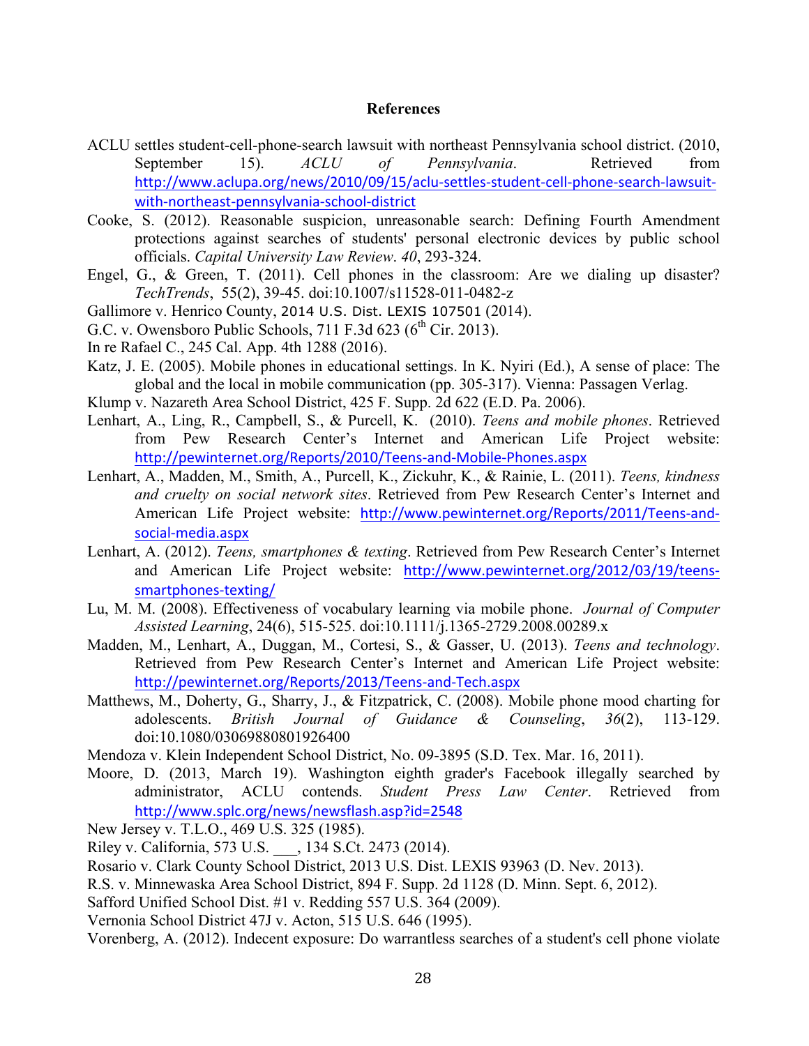# References

ACLU settles student-cell-phone-search lawsuit with northeast Pennsylvania school district. (2010, September 15). *ACLU of Pennsylvania*. Retrieved from http://www.aclupa.org/news/2010/09/15/aclu-settles-student-cell-phone-search-lawsuit-with-northeast-pennsylvania-school-district

Cooke, S. (2012). Reasonable suspicion, unreasonable search: Defining Fourth Amendment protections against searches of students' personal electronic devices by public school officials. *Capital University Law Review*. *40*, 293-324.

Engel, G., & Green, T. (2011). Cell phones in the classroom: Are we dialing up disaster? *TechTrends*, 55(2), 39-45. doi:10.1007/s11528-011-0482-z

Gallimore v. Henrico County, 2014 U.S. Dist. LEXIS 107501 (2014).

G.C. v. Owensboro Public Schools, 711 F.3d 623 (6th Cir. 2013).

In re Rafael C., 245 Cal. App. 4th 1288 (2016).

Katz, J. E. (2005). Mobile phones in educational settings. In K. Nyiri (Ed.), A sense of place: The global and the local in mobile communication (pp. 305-317). Vienna: Passagen Verlag.

Klump v. Nazareth Area School District, 425 F. Supp. 2d 622 (E.D. Pa. 2006).

Lenhart, A., Ling, R., Campbell, S., & Purcell, K. (2010). *Teens and mobile phones*. Retrieved from Pew Research Center's Internet and American Life Project website: http://pewinternet.org/Reports/2010/Teens-and-Mobile-Phones.aspx

Lenhart, A., Madden, M., Smith, A., Purcell, K., Zickuhr, K., & Rainie, L. (2011). *Teens, kindness and cruelty on social network sites*. Retrieved from Pew Research Center's Internet and American Life Project website: http://www.pewinternet.org/Reports/2011/Teens-and-social-media.aspx

Lenhart, A. (2012). *Teens, smartphones & texting*. Retrieved from Pew Research Center's Internet and American Life Project website: http://www.pewinternet.org/2012/03/19/teens-smartphones-texting/

Lu, M. M. (2008). Effectiveness of vocabulary learning via mobile phone. *Journal of Computer Assisted Learning*, 24(6), 515-525. doi:10.1111/j.1365-2729.2008.00289.x

Madden, M., Lenhart, A., Duggan, M., Cortesi, S., & Gasser, U. (2013). *Teens and technology*. Retrieved from Pew Research Center's Internet and American Life Project website: http://pewinternet.org/Reports/2013/Teens-and-Tech.aspx

Matthews, M., Doherty, G., Sharry, J., & Fitzpatrick, C. (2008). Mobile phone mood charting for adolescents. *British Journal of Guidance & Counseling*, *36*(2), 113-129. doi:10.1080/03069880801926400

Mendoza v. Klein Independent School District, No. 09-3895 (S.D. Tex. Mar. 16, 2011).

Moore, D. (2013, March 19). Washington eighth grader's Facebook illegally searched by administrator, ACLU contends. *Student Press Law Center*. Retrieved from http://www.splc.org/news/newsflash.asp?id=2548

New Jersey v. T.L.O., 469 U.S. 325 (1985).

Riley v. California, 573 U.S. ___, 134 S.Ct. 2473 (2014).

Rosario v. Clark County School District, 2013 U.S. Dist. LEXIS 93963 (D. Nev. 2013).

R.S. v. Minnewaska Area School District, 894 F. Supp. 2d 1128 (D. Minn. Sept. 6, 2012).

Safford Unified School Dist. #1 v. Redding 557 U.S. 364 (2009).

Vernonia School District 47J v. Acton, 515 U.S. 646 (1995).

Vorenberg, A. (2012). Indecent exposure: Do warrantless searches of a student's cell phone violate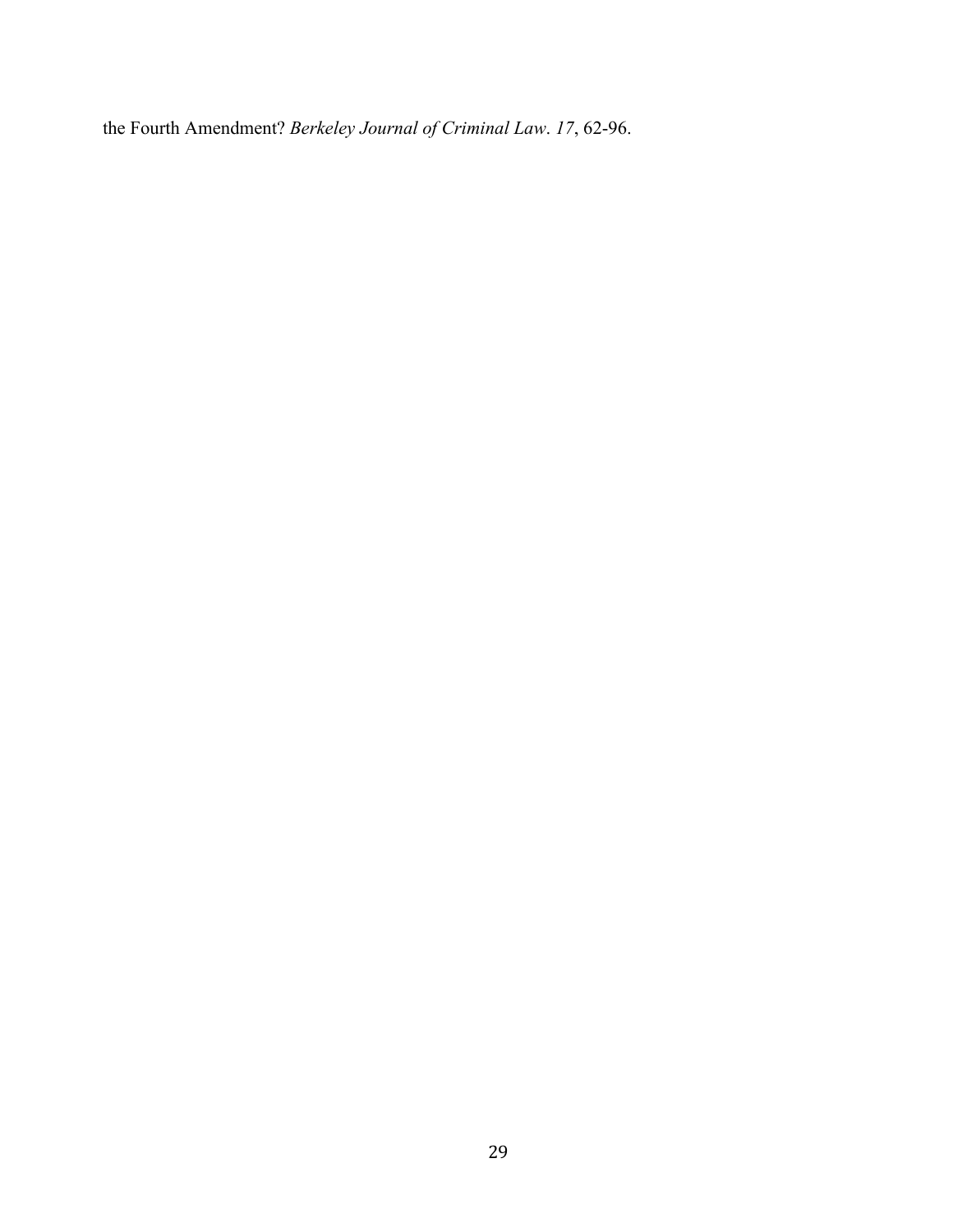the Fourth Amendment? *Berkeley Journal of Criminal Law*. *17*, 62-96.